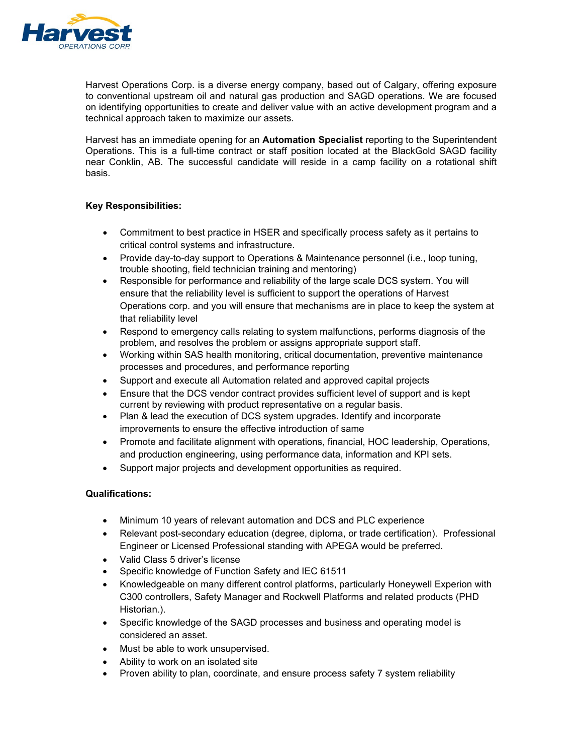Harvest Operations Corp. is a diverse energy company, based out of Calgary, offering exposure to conventional upstream oil and natural gas production and SAGD operations. We are focused on identifying opportunities to create and deliver value with an active development program and a technical approach taken to maximize our assets.

Harvest has an immediate opening for an **Automation Specialist** reporting to the Superintendent Operations. This is a full-time contract or staff position located at the BlackGold SAGD facility near Conklin, AB. The successful candidate will reside in a camp facility on a rotational shift basis.

**Key Responsibilities:**

- Commitment to best practice in HSER and specifically process safety as it pertains to critical control systems and infrastructure.
- Provide day-to-day support to Operations & Maintenance personnel (i.e., loop tuning, trouble shooting, field technician training and mentoring)
- Responsible for performance and reliability of the large scale DCS system. You will ensure that the reliability level is sufficient to support the operations of Harvest Operations corp. and you will ensure that mechanisms are in place to keep the system at that reliability level
- Respond to emergency calls relating to system malfunctions, performs diagnosis of the problem, and resolves the problem or assigns appropriate support staff.
- Working within SAS health monitoring, critical documentation, preventive maintenance processes and procedures, and performance reporting
- Support and execute all Automation related and approved capital projects
- Ensure that the DCS vendor contract provides sufficient level of support and is kept current by reviewing with product representative on a regular basis.
- Plan & lead the execution of DCS system upgrades. Identify and incorporate improvements to ensure the effective introduction of same
- Promote and facilitate alignment with operations, financial, HOC leadership, Operations, and production engineering, using performance data, information and KPI sets.
- Support major projects and development opportunities as required.

**Qualifications:**

- Minimum 10 years of relevant automation and DCS and PLC experience
- Relevant post-secondary education (degree, diploma, or trade certification). Professional Engineer or Licensed Professional standing with APEGA would be preferred.
- Valid Class 5 driver's license
- Specific knowledge of Function Safety and IEC 61511
- Knowledgeable on many different control platforms, particularly Honeywell Experion with C300 controllers, Safety Manager and Rockwell Platforms and related products (PHD Historian.).
- Specific knowledge of the SAGD processes and business and operating model is considered an asset.
- Must be able to work unsupervised.
- Ability to work on an isolated site
- Proven ability to plan, coordinate, and ensure process safety 7 system reliability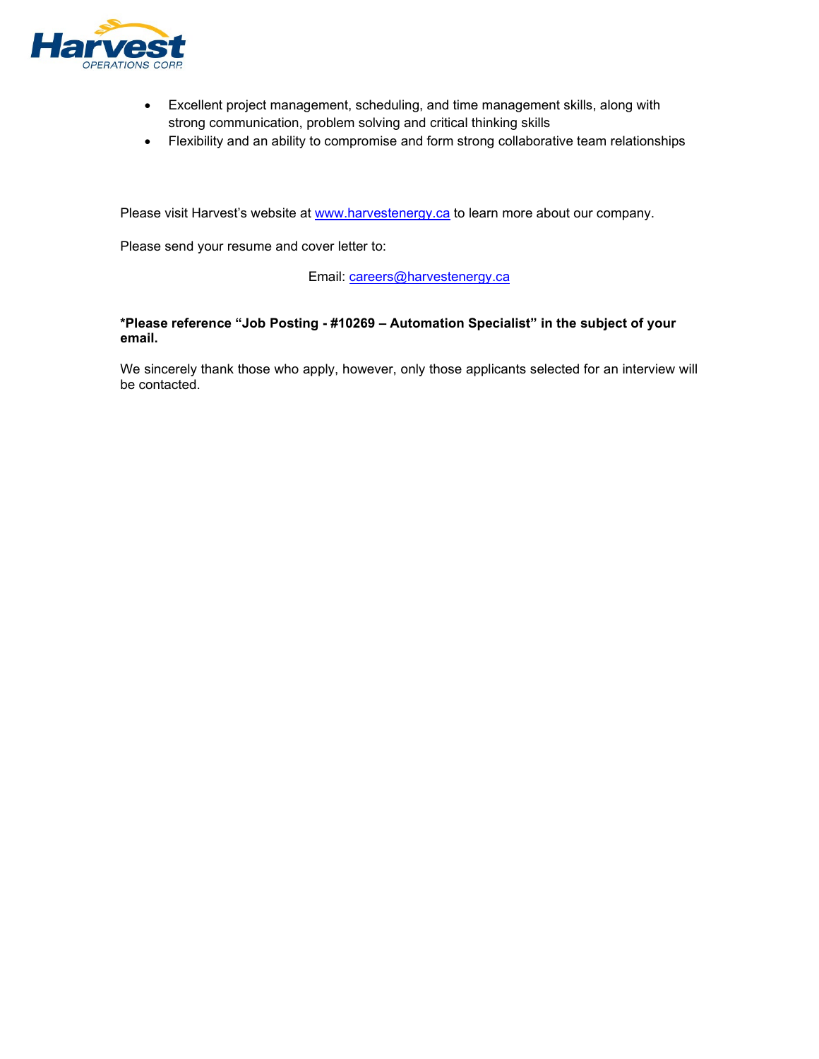- Excellent project management, scheduling, and time management skills, along with strong communication, problem solving and critical thinking skills
- Flexibility and an ability to compromise and form strong collaborative team relationships

Please visit Harvest's website at [www.harvestenergy.ca](http://www.harvestenergy.ca) to learn more about our company.

Please send your resume and cover letter to:

Email: [careers@harvestenergy.ca](mailto:careers@harvestenergy.ca)

**\*Please reference "Job Posting - #10269 – Automation Specialist" in the subject of your email.**

We sincerely thank those who apply, however, only those applicants selected for an interview will be contacted.